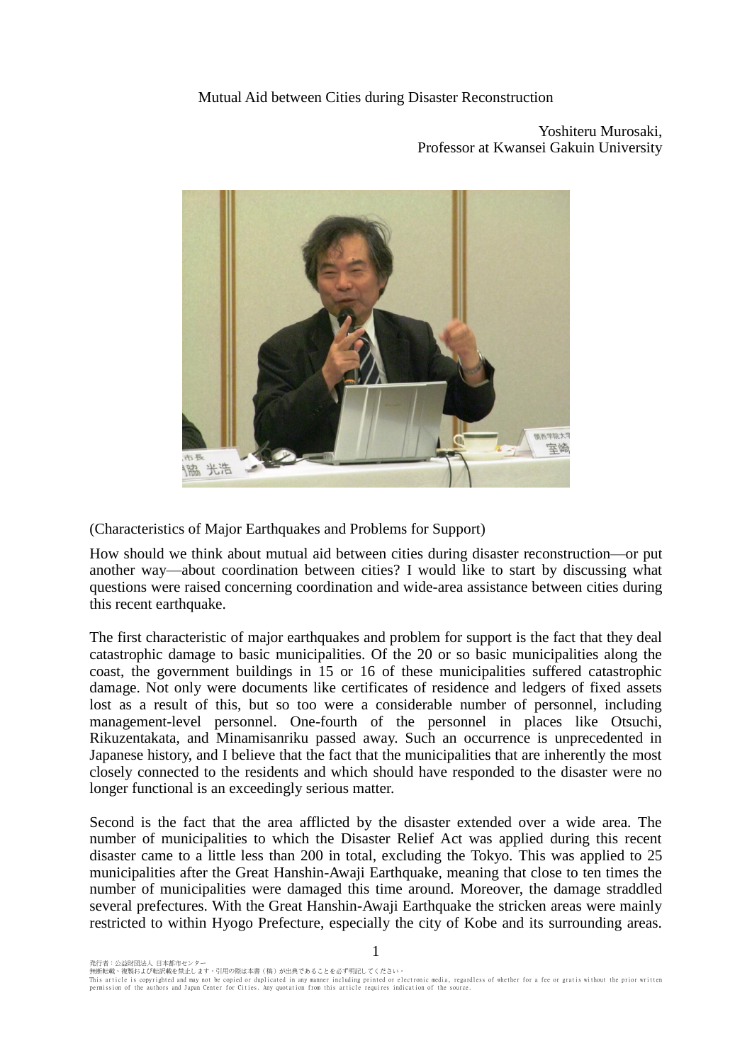# Mutual Aid between Cities during Disaster Reconstruction

Yoshiteru Murosaki,
Professor at Kwansei Gakuin University

(Characteristics of Major Earthquakes and Problems for Support)

How should we think about mutual aid between cities during disaster reconstruction—or put another way—about coordination between cities? I would like to start by discussing what questions were raised concerning coordination and wide-area assistance between cities during this recent earthquake.

The first characteristic of major earthquakes and problem for support is the fact that they deal catastrophic damage to basic municipalities. Of the 20 or so basic municipalities along the coast, the government buildings in 15 or 16 of these municipalities suffered catastrophic damage. Not only were documents like certificates of residence and ledgers of fixed assets lost as a result of this, but so too were a considerable number of personnel, including management-level personnel. One-fourth of the personnel in places like Otsuchi, Rikuzentakata, and Minamisanriku passed away. Such an occurrence is unprecedented in Japanese history, and I believe that the fact that the municipalities that are inherently the most closely connected to the residents and which should have responded to the disaster were no longer functional is an exceedingly serious matter.

Second is the fact that the area afflicted by the disaster extended over a wide area. The number of municipalities to which the Disaster Relief Act was applied during this recent disaster came to a little less than 200 in total, excluding the Tokyo. This was applied to 25 municipalities after the Great Hanshin-Awaji Earthquake, meaning that close to ten times the number of municipalities were damaged this time around. Moreover, the damage straddled several prefectures. With the Great Hanshin-Awaji Earthquake the stricken areas were mainly restricted to within Hyogo Prefecture, especially the city of Kobe and its surrounding areas.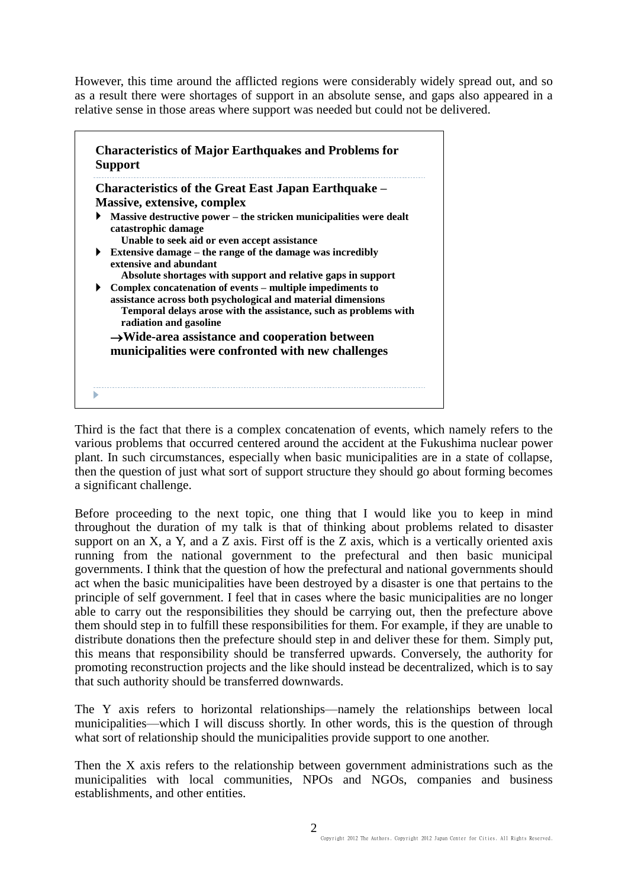However, this time around the afflicted regions were considerably widely spread out, and so as a result there were shortages of support in an absolute sense, and gaps also appeared in a relative sense in those areas where support was needed but could not be delivered.

> **Characteristics of Major Earthquakes and Problems for Support**
>
> **Characteristics of the Great East Japan Earthquake – Massive, extensive, complex**
>
> - **Massive destructive power – the stricken municipalities were dealt catastrophic damage**
>   **Unable to seek aid or even accept assistance**
> - **Extensive damage – the range of the damage was incredibly extensive and abundant**
>   **Absolute shortages with support and relative gaps in support**
> - **Complex concatenation of events – multiple impediments to assistance across both psychological and material dimensions**
>   **Temporal delays arose with the assistance, such as problems with radiation and gasoline**
>
> **→Wide-area assistance and cooperation between municipalities were confronted with new challenges**

Third is the fact that there is a complex concatenation of events, which namely refers to the various problems that occurred centered around the accident at the Fukushima nuclear power plant. In such circumstances, especially when basic municipalities are in a state of collapse, then the question of just what sort of support structure they should go about forming becomes a significant challenge.

Before proceeding to the next topic, one thing that I would like you to keep in mind throughout the duration of my talk is that of thinking about problems related to disaster support on an X, a Y, and a Z axis. First off is the Z axis, which is a vertically oriented axis running from the national government to the prefectural and then basic municipal governments. I think that the question of how the prefectural and national governments should act when the basic municipalities have been destroyed by a disaster is one that pertains to the principle of self government. I feel that in cases where the basic municipalities are no longer able to carry out the responsibilities they should be carrying out, then the prefecture above them should step in to fulfill these responsibilities for them. For example, if they are unable to distribute donations then the prefecture should step in and deliver these for them. Simply put, this means that responsibility should be transferred upwards. Conversely, the authority for promoting reconstruction projects and the like should instead be decentralized, which is to say that such authority should be transferred downwards.

The Y axis refers to horizontal relationships—namely the relationships between local municipalities—which I will discuss shortly. In other words, this is the question of through what sort of relationship should the municipalities provide support to one another.

Then the X axis refers to the relationship between government administrations such as the municipalities with local communities, NPOs and NGOs, companies and business establishments, and other entities.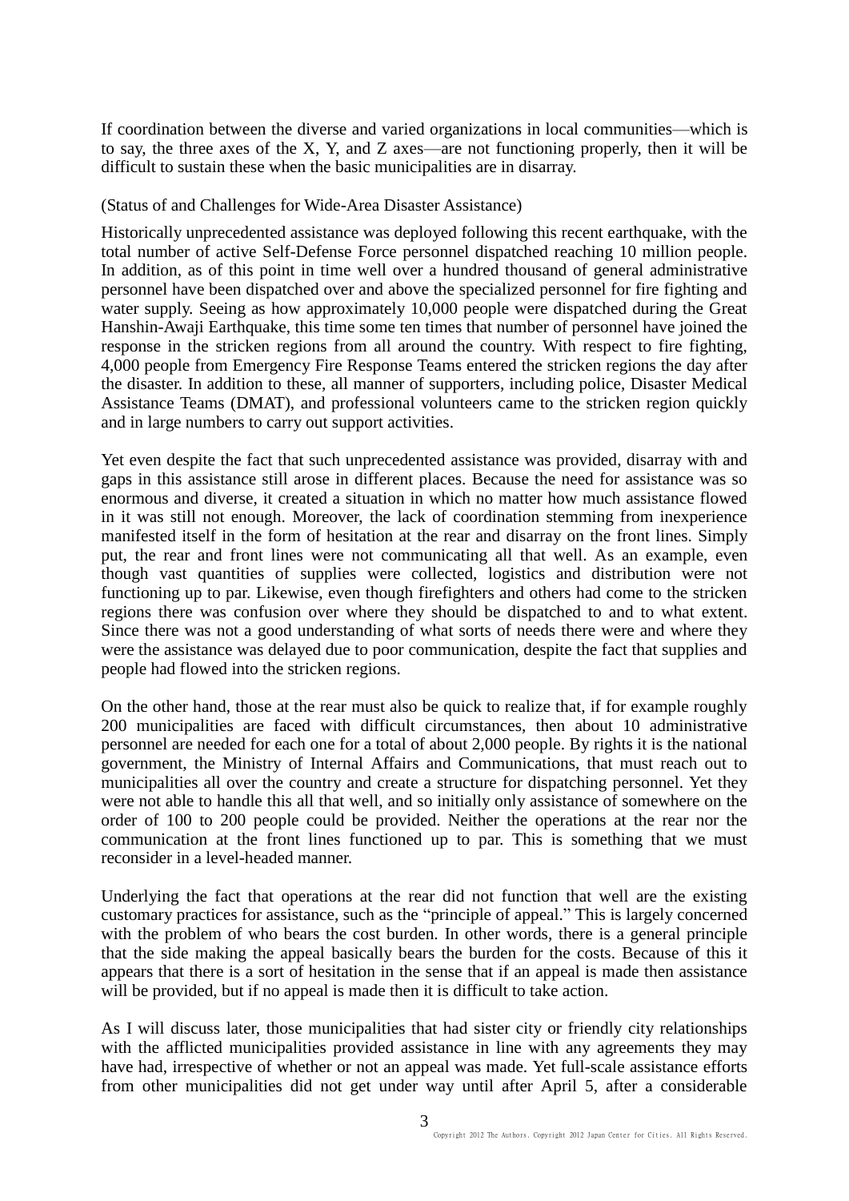If coordination between the diverse and varied organizations in local communities—which is to say, the three axes of the X, Y, and Z axes—are not functioning properly, then it will be difficult to sustain these when the basic municipalities are in disarray.

(Status of and Challenges for Wide-Area Disaster Assistance)

Historically unprecedented assistance was deployed following this recent earthquake, with the total number of active Self-Defense Force personnel dispatched reaching 10 million people. In addition, as of this point in time well over a hundred thousand of general administrative personnel have been dispatched over and above the specialized personnel for fire fighting and water supply. Seeing as how approximately 10,000 people were dispatched during the Great Hanshin-Awaji Earthquake, this time some ten times that number of personnel have joined the response in the stricken regions from all around the country. With respect to fire fighting, 4,000 people from Emergency Fire Response Teams entered the stricken regions the day after the disaster. In addition to these, all manner of supporters, including police, Disaster Medical Assistance Teams (DMAT), and professional volunteers came to the stricken region quickly and in large numbers to carry out support activities.

Yet even despite the fact that such unprecedented assistance was provided, disarray with and gaps in this assistance still arose in different places. Because the need for assistance was so enormous and diverse, it created a situation in which no matter how much assistance flowed in it was still not enough. Moreover, the lack of coordination stemming from inexperience manifested itself in the form of hesitation at the rear and disarray on the front lines. Simply put, the rear and front lines were not communicating all that well. As an example, even though vast quantities of supplies were collected, logistics and distribution were not functioning up to par. Likewise, even though firefighters and others had come to the stricken regions there was confusion over where they should be dispatched to and to what extent. Since there was not a good understanding of what sorts of needs there were and where they were the assistance was delayed due to poor communication, despite the fact that supplies and people had flowed into the stricken regions.

On the other hand, those at the rear must also be quick to realize that, if for example roughly 200 municipalities are faced with difficult circumstances, then about 10 administrative personnel are needed for each one for a total of about 2,000 people. By rights it is the national government, the Ministry of Internal Affairs and Communications, that must reach out to municipalities all over the country and create a structure for dispatching personnel. Yet they were not able to handle this all that well, and so initially only assistance of somewhere on the order of 100 to 200 people could be provided. Neither the operations at the rear nor the communication at the front lines functioned up to par. This is something that we must reconsider in a level-headed manner.

Underlying the fact that operations at the rear did not function that well are the existing customary practices for assistance, such as the "principle of appeal." This is largely concerned with the problem of who bears the cost burden. In other words, there is a general principle that the side making the appeal basically bears the burden for the costs. Because of this it appears that there is a sort of hesitation in the sense that if an appeal is made then assistance will be provided, but if no appeal is made then it is difficult to take action.

As I will discuss later, those municipalities that had sister city or friendly city relationships with the afflicted municipalities provided assistance in line with any agreements they may have had, irrespective of whether or not an appeal was made. Yet full-scale assistance efforts from other municipalities did not get under way until after April 5, after a considerable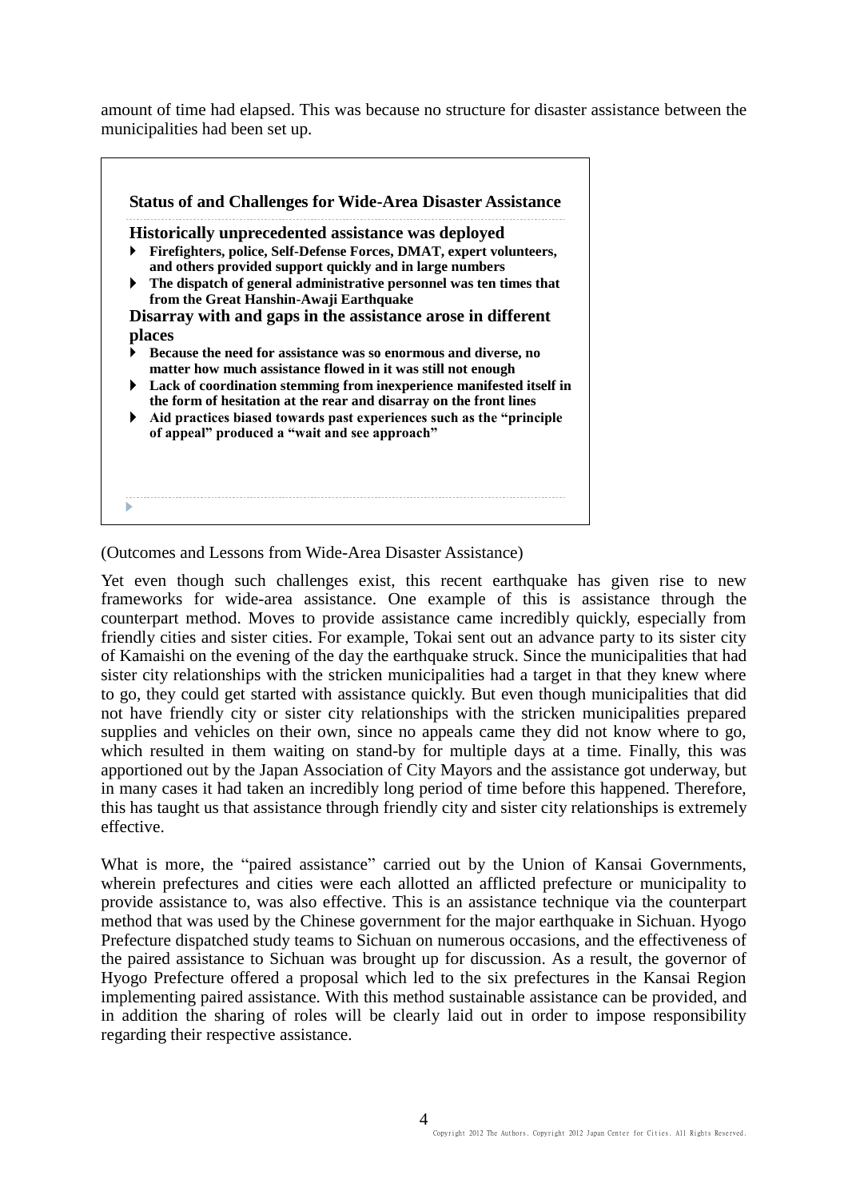amount of time had elapsed. This was because no structure for disaster assistance between the municipalities had been set up.

**Status of and Challenges for Wide-Area Disaster Assistance**

**Historically unprecedented assistance was deployed**

- **Firefighters, police, Self-Defense Forces, DMAT, expert volunteers, and others provided support quickly and in large numbers**
- **The dispatch of general administrative personnel was ten times that from the Great Hanshin-Awaji Earthquake**

**Disarray with and gaps in the assistance arose in different places**

- **Because the need for assistance was so enormous and diverse, no matter how much assistance flowed in it was still not enough**
- **Lack of coordination stemming from inexperience manifested itself in the form of hesitation at the rear and disarray on the front lines**
- **Aid practices biased towards past experiences such as the "principle of appeal" produced a "wait and see approach"**

(Outcomes and Lessons from Wide-Area Disaster Assistance)

Yet even though such challenges exist, this recent earthquake has given rise to new frameworks for wide-area assistance. One example of this is assistance through the counterpart method. Moves to provide assistance came incredibly quickly, especially from friendly cities and sister cities. For example, Tokai sent out an advance party to its sister city of Kamaishi on the evening of the day the earthquake struck. Since the municipalities that had sister city relationships with the stricken municipalities had a target in that they knew where to go, they could get started with assistance quickly. But even though municipalities that did not have friendly city or sister city relationships with the stricken municipalities prepared supplies and vehicles on their own, since no appeals came they did not know where to go, which resulted in them waiting on stand-by for multiple days at a time. Finally, this was apportioned out by the Japan Association of City Mayors and the assistance got underway, but in many cases it had taken an incredibly long period of time before this happened. Therefore, this has taught us that assistance through friendly city and sister city relationships is extremely effective.

What is more, the "paired assistance" carried out by the Union of Kansai Governments, wherein prefectures and cities were each allotted an afflicted prefecture or municipality to provide assistance to, was also effective. This is an assistance technique via the counterpart method that was used by the Chinese government for the major earthquake in Sichuan. Hyogo Prefecture dispatched study teams to Sichuan on numerous occasions, and the effectiveness of the paired assistance to Sichuan was brought up for discussion. As a result, the governor of Hyogo Prefecture offered a proposal which led to the six prefectures in the Kansai Region implementing paired assistance. With this method sustainable assistance can be provided, and in addition the sharing of roles will be clearly laid out in order to impose responsibility regarding their respective assistance.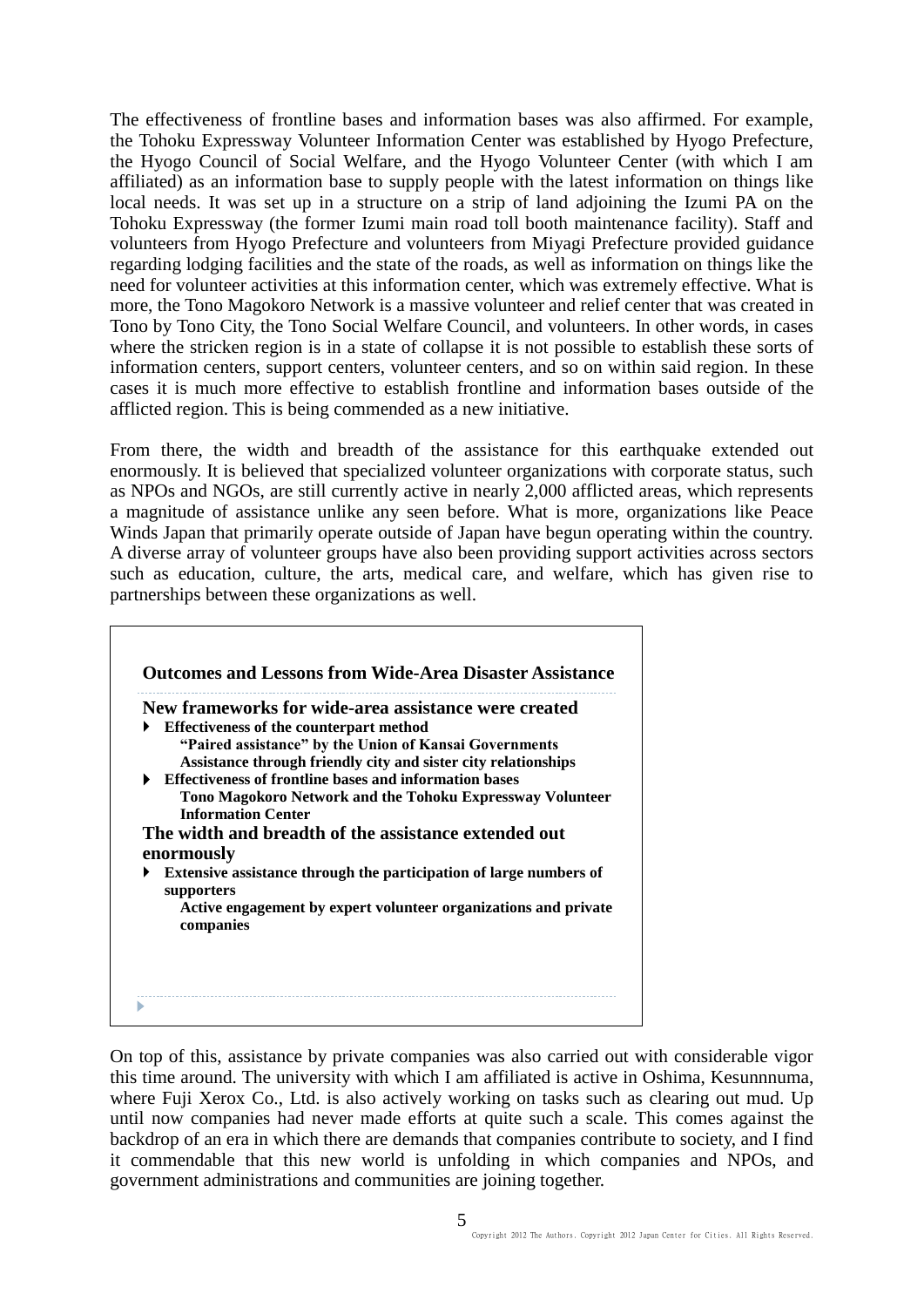The effectiveness of frontline bases and information bases was also affirmed. For example, the Tohoku Expressway Volunteer Information Center was established by Hyogo Prefecture, the Hyogo Council of Social Welfare, and the Hyogo Volunteer Center (with which I am affiliated) as an information base to supply people with the latest information on things like local needs. It was set up in a structure on a strip of land adjoining the Izumi PA on the Tohoku Expressway (the former Izumi main road toll booth maintenance facility). Staff and volunteers from Hyogo Prefecture and volunteers from Miyagi Prefecture provided guidance regarding lodging facilities and the state of the roads, as well as information on things like the need for volunteer activities at this information center, which was extremely effective. What is more, the Tono Magokoro Network is a massive volunteer and relief center that was created in Tono by Tono City, the Tono Social Welfare Council, and volunteers. In other words, in cases where the stricken region is in a state of collapse it is not possible to establish these sorts of information centers, support centers, volunteer centers, and so on within said region. In these cases it is much more effective to establish frontline and information bases outside of the afflicted region. This is being commended as a new initiative.

From there, the width and breadth of the assistance for this earthquake extended out enormously. It is believed that specialized volunteer organizations with corporate status, such as NPOs and NGOs, are still currently active in nearly 2,000 afflicted areas, which represents a magnitude of assistance unlike any seen before. What is more, organizations like Peace Winds Japan that primarily operate outside of Japan have begun operating within the country. A diverse array of volunteer groups have also been providing support activities across sectors such as education, culture, the arts, medical care, and welfare, which has given rise to partnerships between these organizations as well.

**Outcomes and Lessons from Wide-Area Disaster Assistance**

**New frameworks for wide-area assistance were created**

- **Effectiveness of the counterpart method**
  - **“Paired assistance” by the Union of Kansai Governments**
  - **Assistance through friendly city and sister city relationships**
- **Effectiveness of frontline bases and information bases**
  - **Tono Magokoro Network and the Tohoku Expressway Volunteer Information Center**

**The width and breadth of the assistance extended out enormously**

- **Extensive assistance through the participation of large numbers of supporters**
  - **Active engagement by expert volunteer organizations and private companies**

On top of this, assistance by private companies was also carried out with considerable vigor this time around. The university with which I am affiliated is active in Oshima, Kesunnnuma, where Fuji Xerox Co., Ltd. is also actively working on tasks such as clearing out mud. Up until now companies had never made efforts at quite such a scale. This comes against the backdrop of an era in which there are demands that companies contribute to society, and I find it commendable that this new world is unfolding in which companies and NPOs, and government administrations and communities are joining together.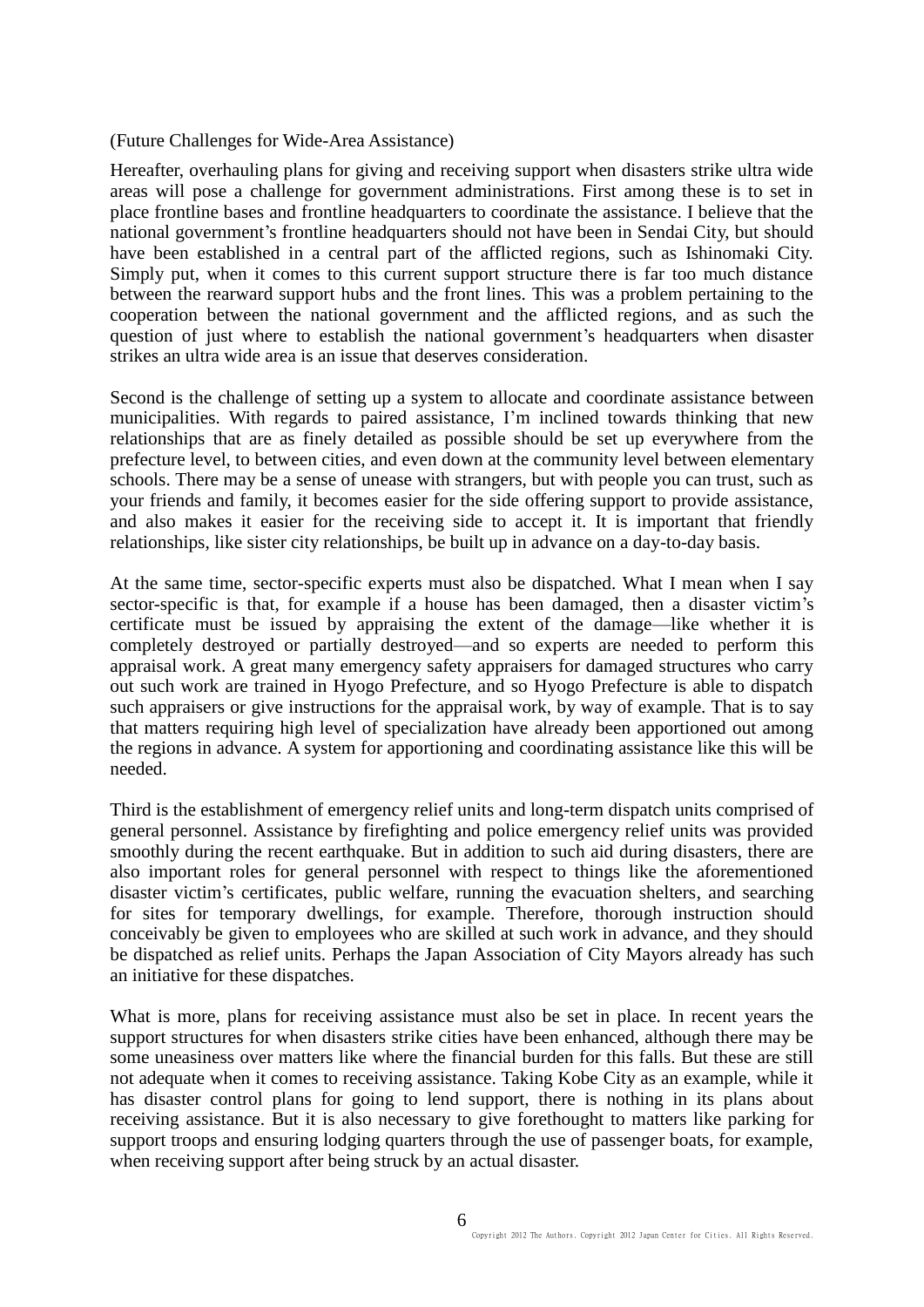(Future Challenges for Wide-Area Assistance)

Hereafter, overhauling plans for giving and receiving support when disasters strike ultra wide areas will pose a challenge for government administrations. First among these is to set in place frontline bases and frontline headquarters to coordinate the assistance. I believe that the national government's frontline headquarters should not have been in Sendai City, but should have been established in a central part of the afflicted regions, such as Ishinomaki City. Simply put, when it comes to this current support structure there is far too much distance between the rearward support hubs and the front lines. This was a problem pertaining to the cooperation between the national government and the afflicted regions, and as such the question of just where to establish the national government's headquarters when disaster strikes an ultra wide area is an issue that deserves consideration.

Second is the challenge of setting up a system to allocate and coordinate assistance between municipalities. With regards to paired assistance, I'm inclined towards thinking that new relationships that are as finely detailed as possible should be set up everywhere from the prefecture level, to between cities, and even down at the community level between elementary schools. There may be a sense of unease with strangers, but with people you can trust, such as your friends and family, it becomes easier for the side offering support to provide assistance, and also makes it easier for the receiving side to accept it. It is important that friendly relationships, like sister city relationships, be built up in advance on a day-to-day basis.

At the same time, sector-specific experts must also be dispatched. What I mean when I say sector-specific is that, for example if a house has been damaged, then a disaster victim's certificate must be issued by appraising the extent of the damage—like whether it is completely destroyed or partially destroyed—and so experts are needed to perform this appraisal work. A great many emergency safety appraisers for damaged structures who carry out such work are trained in Hyogo Prefecture, and so Hyogo Prefecture is able to dispatch such appraisers or give instructions for the appraisal work, by way of example. That is to say that matters requiring high level of specialization have already been apportioned out among the regions in advance. A system for apportioning and coordinating assistance like this will be needed.

Third is the establishment of emergency relief units and long-term dispatch units comprised of general personnel. Assistance by firefighting and police emergency relief units was provided smoothly during the recent earthquake. But in addition to such aid during disasters, there are also important roles for general personnel with respect to things like the aforementioned disaster victim's certificates, public welfare, running the evacuation shelters, and searching for sites for temporary dwellings, for example. Therefore, thorough instruction should conceivably be given to employees who are skilled at such work in advance, and they should be dispatched as relief units. Perhaps the Japan Association of City Mayors already has such an initiative for these dispatches.

What is more, plans for receiving assistance must also be set in place. In recent years the support structures for when disasters strike cities have been enhanced, although there may be some uneasiness over matters like where the financial burden for this falls. But these are still not adequate when it comes to receiving assistance. Taking Kobe City as an example, while it has disaster control plans for going to lend support, there is nothing in its plans about receiving assistance. But it is also necessary to give forethought to matters like parking for support troops and ensuring lodging quarters through the use of passenger boats, for example, when receiving support after being struck by an actual disaster.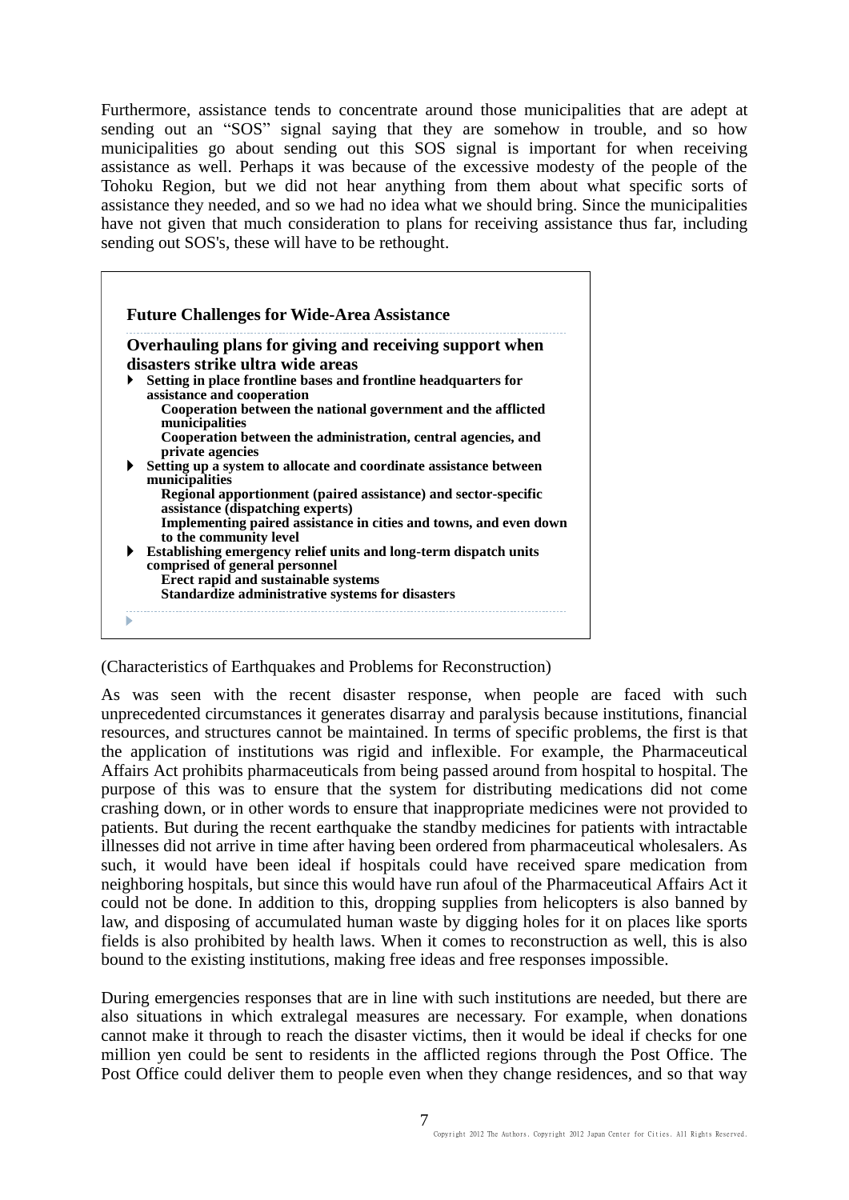Furthermore, assistance tends to concentrate around those municipalities that are adept at sending out an "SOS" signal saying that they are somehow in trouble, and so how municipalities go about sending out this SOS signal is important for when receiving assistance as well. Perhaps it was because of the excessive modesty of the people of the Tohoku Region, but we did not hear anything from them about what specific sorts of assistance they needed, and so we had no idea what we should bring. Since the municipalities have not given that much consideration to plans for receiving assistance thus far, including sending out SOS's, these will have to be rethought.

**Future Challenges for Wide-Area Assistance**

**Overhauling plans for giving and receiving support when disasters strike ultra wide areas**

- **Setting in place frontline bases and frontline headquarters for assistance and cooperation**
  - **Cooperation between the national government and the afflicted municipalities**
  - **Cooperation between the administration, central agencies, and private agencies**
- **Setting up a system to allocate and coordinate assistance between municipalities**
  - **Regional apportionment (paired assistance) and sector-specific assistance (dispatching experts)**
  - **Implementing paired assistance in cities and towns, and even down to the community level**
- **Establishing emergency relief units and long-term dispatch units comprised of general personnel**
  - **Erect rapid and sustainable systems**
  - **Standardize administrative systems for disasters**

(Characteristics of Earthquakes and Problems for Reconstruction)

As was seen with the recent disaster response, when people are faced with such unprecedented circumstances it generates disarray and paralysis because institutions, financial resources, and structures cannot be maintained. In terms of specific problems, the first is that the application of institutions was rigid and inflexible. For example, the Pharmaceutical Affairs Act prohibits pharmaceuticals from being passed around from hospital to hospital. The purpose of this was to ensure that the system for distributing medications did not come crashing down, or in other words to ensure that inappropriate medicines were not provided to patients. But during the recent earthquake the standby medicines for patients with intractable illnesses did not arrive in time after having been ordered from pharmaceutical wholesalers. As such, it would have been ideal if hospitals could have received spare medication from neighboring hospitals, but since this would have run afoul of the Pharmaceutical Affairs Act it could not be done. In addition to this, dropping supplies from helicopters is also banned by law, and disposing of accumulated human waste by digging holes for it on places like sports fields is also prohibited by health laws. When it comes to reconstruction as well, this is also bound to the existing institutions, making free ideas and free responses impossible.

During emergencies responses that are in line with such institutions are needed, but there are also situations in which extralegal measures are necessary. For example, when donations cannot make it through to reach the disaster victims, then it would be ideal if checks for one million yen could be sent to residents in the afflicted regions through the Post Office. The Post Office could deliver them to people even when they change residences, and so that way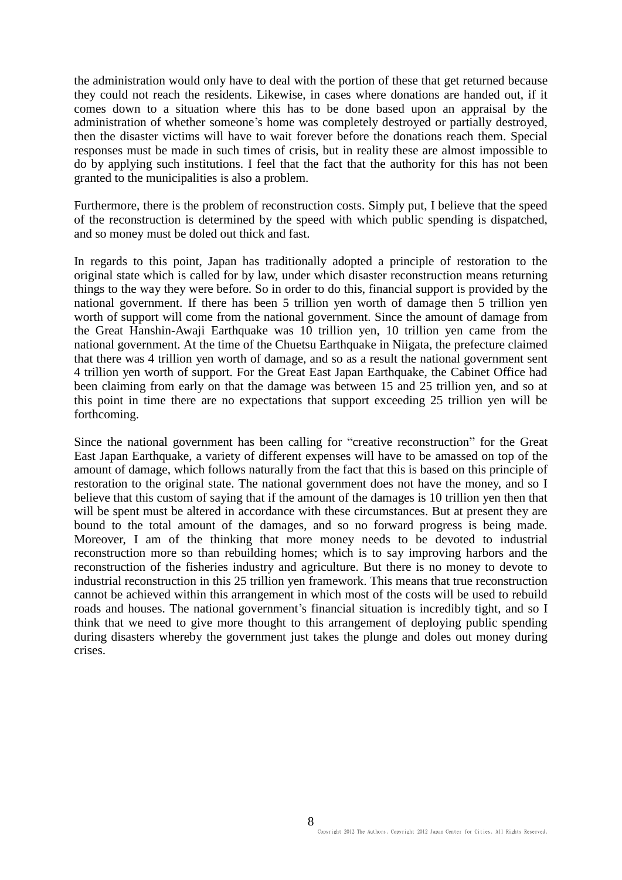the administration would only have to deal with the portion of these that get returned because they could not reach the residents. Likewise, in cases where donations are handed out, if it comes down to a situation where this has to be done based upon an appraisal by the administration of whether someone's home was completely destroyed or partially destroyed, then the disaster victims will have to wait forever before the donations reach them. Special responses must be made in such times of crisis, but in reality these are almost impossible to do by applying such institutions. I feel that the fact that the authority for this has not been granted to the municipalities is also a problem.

Furthermore, there is the problem of reconstruction costs. Simply put, I believe that the speed of the reconstruction is determined by the speed with which public spending is dispatched, and so money must be doled out thick and fast.

In regards to this point, Japan has traditionally adopted a principle of restoration to the original state which is called for by law, under which disaster reconstruction means returning things to the way they were before. So in order to do this, financial support is provided by the national government. If there has been 5 trillion yen worth of damage then 5 trillion yen worth of support will come from the national government. Since the amount of damage from the Great Hanshin-Awaji Earthquake was 10 trillion yen, 10 trillion yen came from the national government. At the time of the Chuetsu Earthquake in Niigata, the prefecture claimed that there was 4 trillion yen worth of damage, and so as a result the national government sent 4 trillion yen worth of support. For the Great East Japan Earthquake, the Cabinet Office had been claiming from early on that the damage was between 15 and 25 trillion yen, and so at this point in time there are no expectations that support exceeding 25 trillion yen will be forthcoming.

Since the national government has been calling for "creative reconstruction" for the Great East Japan Earthquake, a variety of different expenses will have to be amassed on top of the amount of damage, which follows naturally from the fact that this is based on this principle of restoration to the original state. The national government does not have the money, and so I believe that this custom of saying that if the amount of the damages is 10 trillion yen then that will be spent must be altered in accordance with these circumstances. But at present they are bound to the total amount of the damages, and so no forward progress is being made. Moreover, I am of the thinking that more money needs to be devoted to industrial reconstruction more so than rebuilding homes; which is to say improving harbors and the reconstruction of the fisheries industry and agriculture. But there is no money to devote to industrial reconstruction in this 25 trillion yen framework. This means that true reconstruction cannot be achieved within this arrangement in which most of the costs will be used to rebuild roads and houses. The national government's financial situation is incredibly tight, and so I think that we need to give more thought to this arrangement of deploying public spending during disasters whereby the government just takes the plunge and doles out money during crises.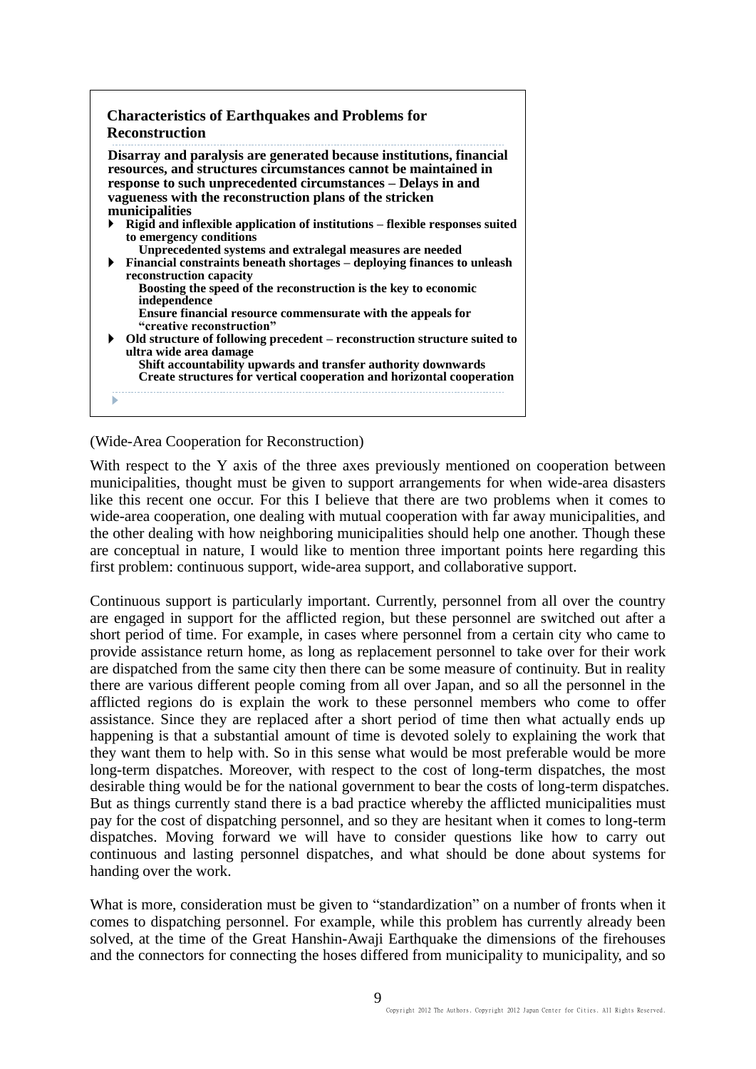**Characteristics of Earthquakes and Problems for Reconstruction**

**Disarray and paralysis are generated because institutions, financial resources, and structures circumstances cannot be maintained in response to such unprecedented circumstances – Delays in and vagueness with the reconstruction plans of the stricken municipalities**

- **Rigid and inflexible application of institutions – flexible responses suited to emergency conditions**
  - **Unprecedented systems and extralegal measures are needed**
- **Financial constraints beneath shortages – deploying finances to unleash reconstruction capacity**
  - **Boosting the speed of the reconstruction is the key to economic independence**
  - **Ensure financial resource commensurate with the appeals for "creative reconstruction"**
- **Old structure of following precedent – reconstruction structure suited to ultra wide area damage**
  - **Shift accountability upwards and transfer authority downwards**
  - **Create structures for vertical cooperation and horizontal cooperation**

(Wide-Area Cooperation for Reconstruction)

With respect to the Y axis of the three axes previously mentioned on cooperation between municipalities, thought must be given to support arrangements for when wide-area disasters like this recent one occur. For this I believe that there are two problems when it comes to wide-area cooperation, one dealing with mutual cooperation with far away municipalities, and the other dealing with how neighboring municipalities should help one another. Though these are conceptual in nature, I would like to mention three important points here regarding this first problem: continuous support, wide-area support, and collaborative support.

Continuous support is particularly important. Currently, personnel from all over the country are engaged in support for the afflicted region, but these personnel are switched out after a short period of time. For example, in cases where personnel from a certain city who came to provide assistance return home, as long as replacement personnel to take over for their work are dispatched from the same city then there can be some measure of continuity. But in reality there are various different people coming from all over Japan, and so all the personnel in the afflicted regions do is explain the work to these personnel members who come to offer assistance. Since they are replaced after a short period of time then what actually ends up happening is that a substantial amount of time is devoted solely to explaining the work that they want them to help with. So in this sense what would be most preferable would be more long-term dispatches. Moreover, with respect to the cost of long-term dispatches, the most desirable thing would be for the national government to bear the costs of long-term dispatches. But as things currently stand there is a bad practice whereby the afflicted municipalities must pay for the cost of dispatching personnel, and so they are hesitant when it comes to long-term dispatches. Moving forward we will have to consider questions like how to carry out continuous and lasting personnel dispatches, and what should be done about systems for handing over the work.

What is more, consideration must be given to "standardization" on a number of fronts when it comes to dispatching personnel. For example, while this problem has currently already been solved, at the time of the Great Hanshin-Awaji Earthquake the dimensions of the firehouses and the connectors for connecting the hoses differed from municipality to municipality, and so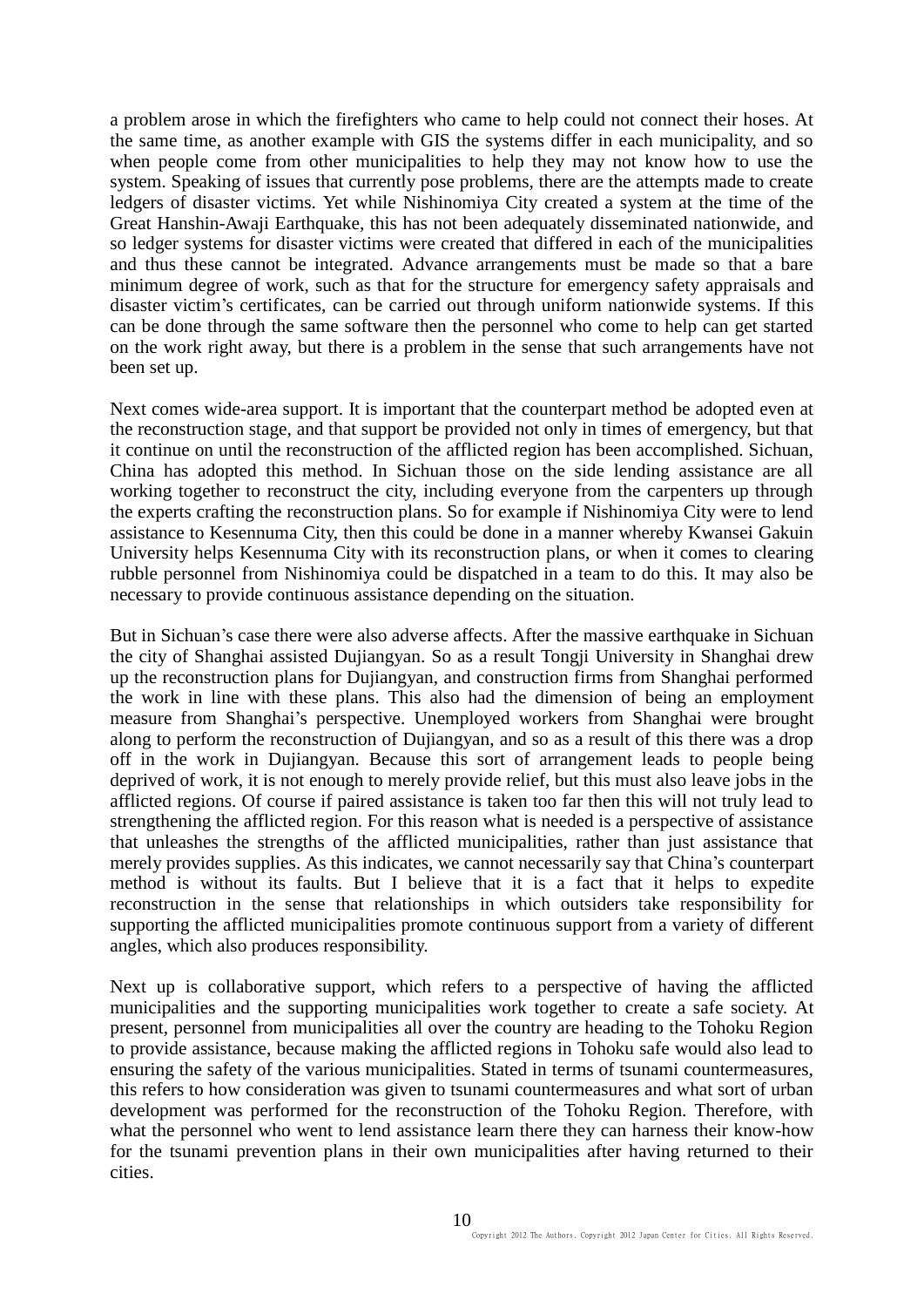a problem arose in which the firefighters who came to help could not connect their hoses. At the same time, as another example with GIS the systems differ in each municipality, and so when people come from other municipalities to help they may not know how to use the system. Speaking of issues that currently pose problems, there are the attempts made to create ledgers of disaster victims. Yet while Nishinomiya City created a system at the time of the Great Hanshin-Awaji Earthquake, this has not been adequately disseminated nationwide, and so ledger systems for disaster victims were created that differed in each of the municipalities and thus these cannot be integrated. Advance arrangements must be made so that a bare minimum degree of work, such as that for the structure for emergency safety appraisals and disaster victim's certificates, can be carried out through uniform nationwide systems. If this can be done through the same software then the personnel who come to help can get started on the work right away, but there is a problem in the sense that such arrangements have not been set up.

Next comes wide-area support. It is important that the counterpart method be adopted even at the reconstruction stage, and that support be provided not only in times of emergency, but that it continue on until the reconstruction of the afflicted region has been accomplished. Sichuan, China has adopted this method. In Sichuan those on the side lending assistance are all working together to reconstruct the city, including everyone from the carpenters up through the experts crafting the reconstruction plans. So for example if Nishinomiya City were to lend assistance to Kesennuma City, then this could be done in a manner whereby Kwansei Gakuin University helps Kesennuma City with its reconstruction plans, or when it comes to clearing rubble personnel from Nishinomiya could be dispatched in a team to do this. It may also be necessary to provide continuous assistance depending on the situation.

But in Sichuan's case there were also adverse affects. After the massive earthquake in Sichuan the city of Shanghai assisted Dujiangyan. So as a result Tongji University in Shanghai drew up the reconstruction plans for Dujiangyan, and construction firms from Shanghai performed the work in line with these plans. This also had the dimension of being an employment measure from Shanghai's perspective. Unemployed workers from Shanghai were brought along to perform the reconstruction of Dujiangyan, and so as a result of this there was a drop off in the work in Dujiangyan. Because this sort of arrangement leads to people being deprived of work, it is not enough to merely provide relief, but this must also leave jobs in the afflicted regions. Of course if paired assistance is taken too far then this will not truly lead to strengthening the afflicted region. For this reason what is needed is a perspective of assistance that unleashes the strengths of the afflicted municipalities, rather than just assistance that merely provides supplies. As this indicates, we cannot necessarily say that China's counterpart method is without its faults. But I believe that it is a fact that it helps to expedite reconstruction in the sense that relationships in which outsiders take responsibility for supporting the afflicted municipalities promote continuous support from a variety of different angles, which also produces responsibility.

Next up is collaborative support, which refers to a perspective of having the afflicted municipalities and the supporting municipalities work together to create a safe society. At present, personnel from municipalities all over the country are heading to the Tohoku Region to provide assistance, because making the afflicted regions in Tohoku safe would also lead to ensuring the safety of the various municipalities. Stated in terms of tsunami countermeasures, this refers to how consideration was given to tsunami countermeasures and what sort of urban development was performed for the reconstruction of the Tohoku Region. Therefore, with what the personnel who went to lend assistance learn there they can harness their know-how for the tsunami prevention plans in their own municipalities after having returned to their cities.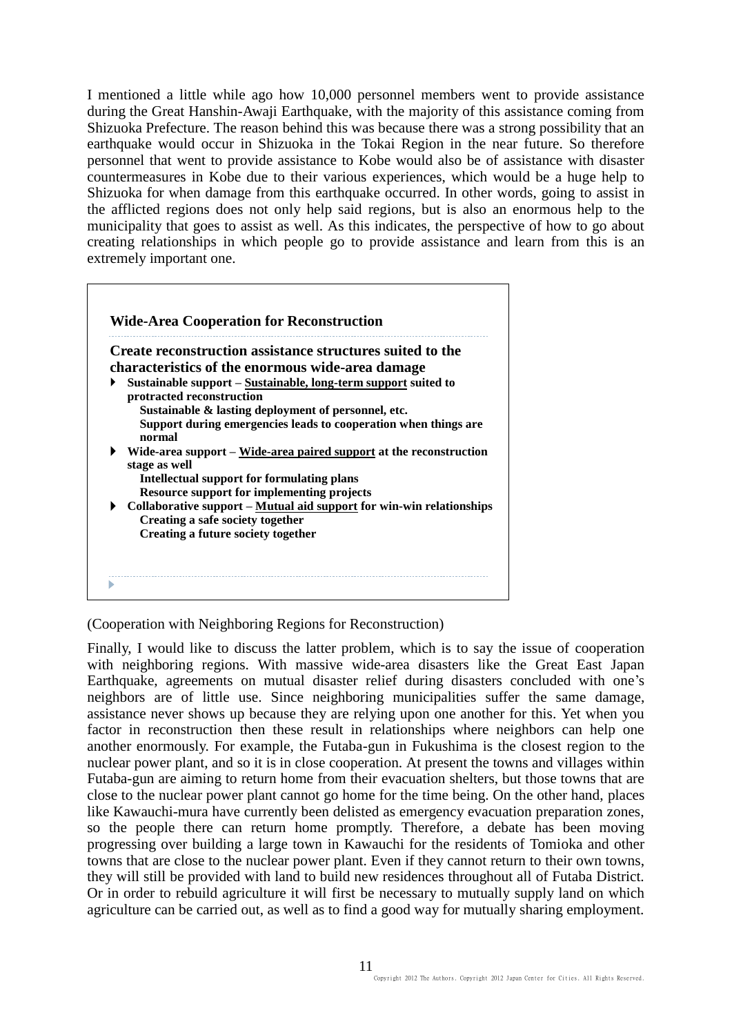I mentioned a little while ago how 10,000 personnel members went to provide assistance during the Great Hanshin-Awaji Earthquake, with the majority of this assistance coming from Shizuoka Prefecture. The reason behind this was because there was a strong possibility that an earthquake would occur in Shizuoka in the Tokai Region in the near future. So therefore personnel that went to provide assistance to Kobe would also be of assistance with disaster countermeasures in Kobe due to their various experiences, which would be a huge help to Shizuoka for when damage from this earthquake occurred. In other words, going to assist in the afflicted regions does not only help said regions, but is also an enormous help to the municipality that goes to assist as well. As this indicates, the perspective of how to go about creating relationships in which people go to provide assistance and learn from this is an extremely important one.

**Wide-Area Cooperation for Reconstruction**

**Create reconstruction assistance structures suited to the characteristics of the enormous wide-area damage**

- **Sustainable support – Sustainable, long-term support suited to protracted reconstruction**
  - **Sustainable & lasting deployment of personnel, etc.**
  - **Support during emergencies leads to cooperation when things are normal**
- **Wide-area support – Wide-area paired support at the reconstruction stage as well**
  - **Intellectual support for formulating plans**
  - **Resource support for implementing projects**
- **Collaborative support – Mutual aid support for win-win relationships**
  - **Creating a safe society together**
  - **Creating a future society together**

(Cooperation with Neighboring Regions for Reconstruction)

Finally, I would like to discuss the latter problem, which is to say the issue of cooperation with neighboring regions. With massive wide-area disasters like the Great East Japan Earthquake, agreements on mutual disaster relief during disasters concluded with one's neighbors are of little use. Since neighboring municipalities suffer the same damage, assistance never shows up because they are relying upon one another for this. Yet when you factor in reconstruction then these result in relationships where neighbors can help one another enormously. For example, the Futaba-gun in Fukushima is the closest region to the nuclear power plant, and so it is in close cooperation. At present the towns and villages within Futaba-gun are aiming to return home from their evacuation shelters, but those towns that are close to the nuclear power plant cannot go home for the time being. On the other hand, places like Kawauchi-mura have currently been delisted as emergency evacuation preparation zones, so the people there can return home promptly. Therefore, a debate has been moving progressing over building a large town in Kawauchi for the residents of Tomioka and other towns that are close to the nuclear power plant. Even if they cannot return to their own towns, they will still be provided with land to build new residences throughout all of Futaba District. Or in order to rebuild agriculture it will first be necessary to mutually supply land on which agriculture can be carried out, as well as to find a good way for mutually sharing employment.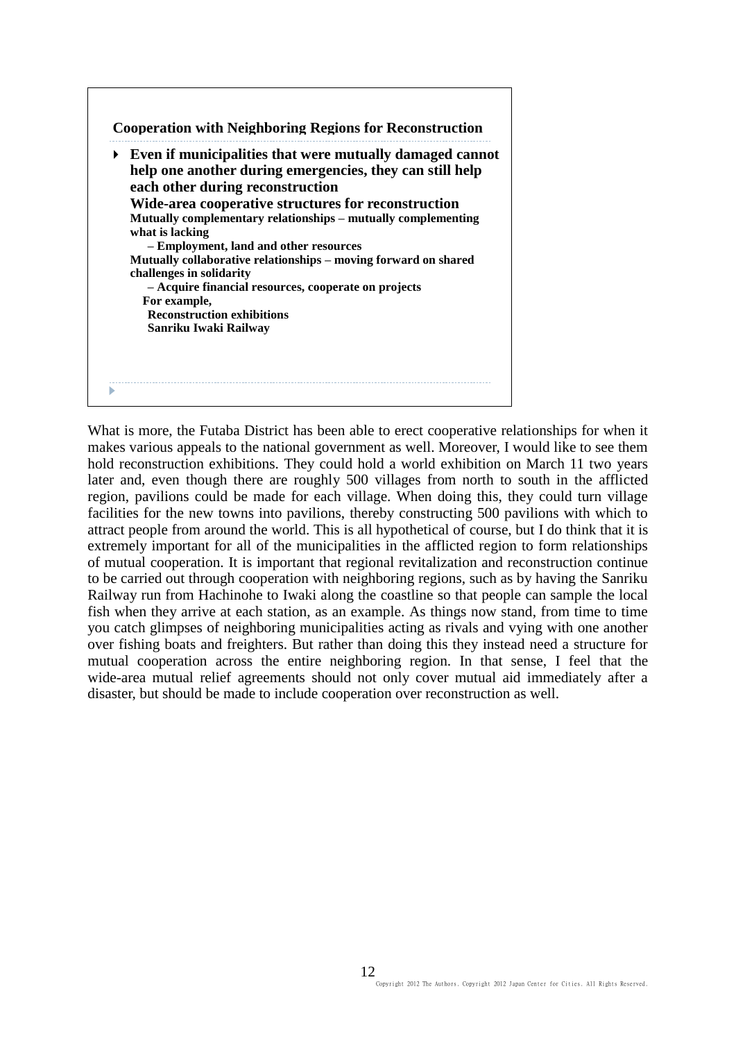**Cooperation with Neighboring Regions for Reconstruction**

- **Even if municipalities that were mutually damaged cannot help one another during emergencies, they can still help each other during reconstruction**

  **Wide-area cooperative structures for reconstruction**

  **Mutually complementary relationships – mutually complementing what is lacking**

  **– Employment, land and other resources**

  **Mutually collaborative relationships – moving forward on shared challenges in solidarity**

  **– Acquire financial resources, cooperate on projects**

  **For example,**

  **Reconstruction exhibitions**

  **Sanriku Iwaki Railway**

What is more, the Futaba District has been able to erect cooperative relationships for when it makes various appeals to the national government as well. Moreover, I would like to see them hold reconstruction exhibitions. They could hold a world exhibition on March 11 two years later and, even though there are roughly 500 villages from north to south in the afflicted region, pavilions could be made for each village. When doing this, they could turn village facilities for the new towns into pavilions, thereby constructing 500 pavilions with which to attract people from around the world. This is all hypothetical of course, but I do think that it is extremely important for all of the municipalities in the afflicted region to form relationships of mutual cooperation. It is important that regional revitalization and reconstruction continue to be carried out through cooperation with neighboring regions, such as by having the Sanriku Railway run from Hachinohe to Iwaki along the coastline so that people can sample the local fish when they arrive at each station, as an example. As things now stand, from time to time you catch glimpses of neighboring municipalities acting as rivals and vying with one another over fishing boats and freighters. But rather than doing this they instead need a structure for mutual cooperation across the entire neighboring region. In that sense, I feel that the wide-area mutual relief agreements should not only cover mutual aid immediately after a disaster, but should be made to include cooperation over reconstruction as well.